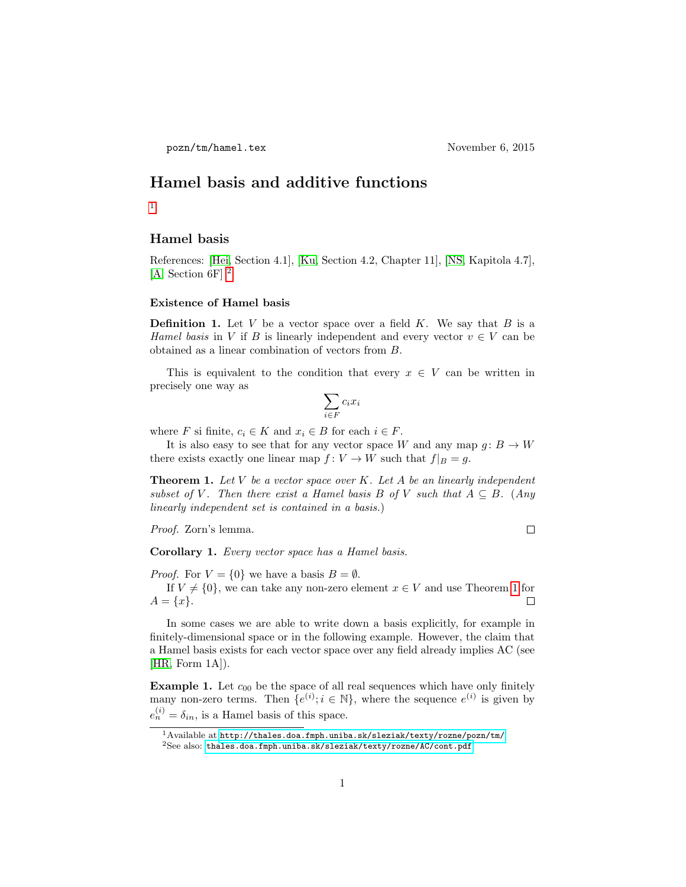pozn/tm/hamel.tex November 6, 2015

# Hamel basis and additive functions

[1]

## Hamel basis

References: [Hei, Section 4.1], [Ku, Section 4.2, Chapter 11], [NS, Kapitola 4.7], [A, Section 6F] [2]

### Existence of Hamel basis

**Definition 1.** Let $V$ be a vector space over a field $K$. We say that $B$ is a *Hamel basis* in $V$ if $B$ is linearly independent and every vector $v \in V$ can be obtained as a linear combination of vectors from $B$.

This is equivalent to the condition that every $x \in V$ can be written in precisely one way as

$$\sum_{i \in F} c_i x_i$$

where $F$ si finite, $c_i \in K$ and $x_i \in B$ for each $i \in F$.

It is also easy to see that for any vector space $W$ and any map $g\colon B \to W$ there exists exactly one linear map $f\colon V \to W$ such that $f|_B = g$.

**Theorem 1.** *Let $V$ be a vector space over $K$. Let $A$ be an linearly independent subset of $V$. Then there exist a Hamel basis $B$ of $V$ such that $A \subseteq B$. (Any linearly independent set is contained in a basis.)*

*Proof.* Zorn's lemma. □

**Corollary 1.** *Every vector space has a Hamel basis.*

*Proof.* For $V = \{0\}$ we have a basis $B = \emptyset$.

If $V \neq \{0\}$, we can take any non-zero element $x \in V$ and use Theorem 1 for $A = \{x\}$. □

In some cases we are able to write down a basis explicitly, for example in finitely-dimensional space or in the following example. However, the claim that a Hamel basis exists for each vector space over any field already implies AC (see [HR, Form 1A]).

**Example 1.** Let $c_{00}$ be the space of all real sequences which have only finitely many non-zero terms. Then $\{e^{(i)}; i \in \mathbb{N}\}$, where the sequence $e^{(i)}$ is given by $e^{(i)}_n = \delta_{in}$, is a Hamel basis of this space.

[1] Available at http://thales.doa.fmph.uniba.sk/sleziak/texty/rozne/pozn/tm/

[2] See also: thales.doa.fmph.uniba.sk/sleziak/texty/rozne/AC/cont.pdf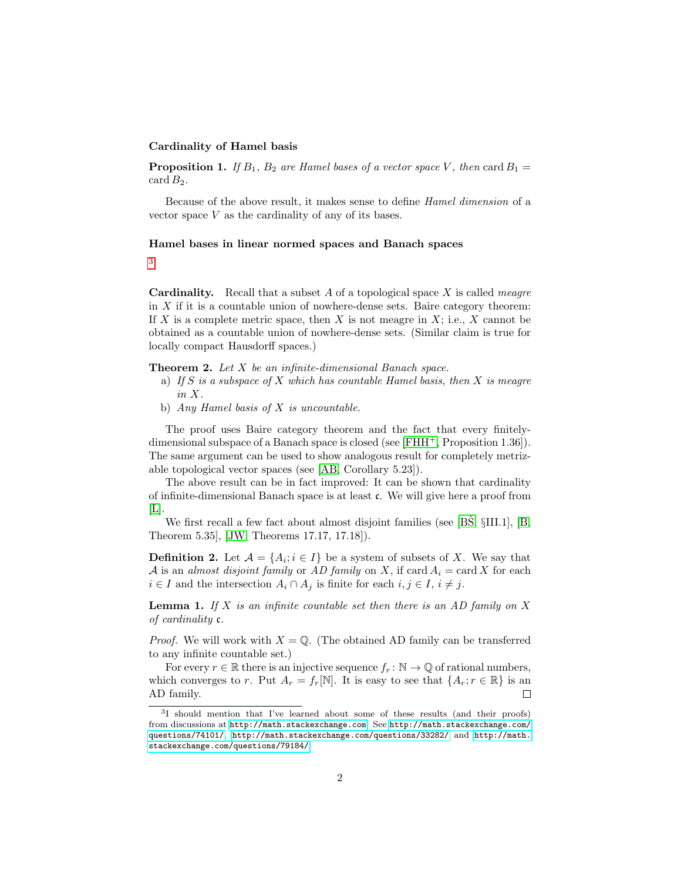### Cardinality of Hamel basis

**Proposition 1.** *If $B_1$, $B_2$ are Hamel bases of a vector space $V$, then* $\operatorname{card} B_1 = \operatorname{card} B_2$.

Because of the above result, it makes sense to define *Hamel dimension* of a vector space $V$ as the cardinality of any of its bases.

### Hamel bases in linear normed spaces and Banach spaces

[3]

**Cardinality.** Recall that a subset $A$ of a topological space $X$ is called *meagre* in $X$ if it is a countable union of nowhere-dense sets. Baire category theorem: If $X$ is a complete metric space, then $X$ is not meagre in $X$; i.e., $X$ cannot be obtained as a countable union of nowhere-dense sets. (Similar claim is true for locally compact Hausdorff spaces.)

**Theorem 2.** *Let $X$ be an infinite-dimensional Banach space.*

a) *If $S$ is a subspace of $X$ which has countable Hamel basis, then $X$ is meagre in $X$.*

b) *Any Hamel basis of $X$ is uncountable.*

The proof uses Baire category theorem and the fact that every finitely-dimensional subspace of a Banach space is closed (see [FHH+, Proposition 1.36]). The same argument can be used to show analogous result for completely metrizable topological vector spaces (see [AB, Corollary 5.23]).

The above result can be in fact improved: It can be shown that cardinality of infinite-dimensional Banach space is at least $\mathfrak{c}$. We will give here a proof from [L].

We first recall a few fact about almost disjoint families (see [BŠ, §III.1], [B, Theorem 5.35], [JW, Theorems 17.17, 17.18]).

**Definition 2.** Let $\mathcal{A} = \{A_i; i \in I\}$ be a system of subsets of $X$. We say that $\mathcal{A}$ is an *almost disjoint family* or *AD family* on $X$, if $\operatorname{card} A_i = \operatorname{card} X$ for each $i \in I$ and the intersection $A_i \cap A_j$ is finite for each $i, j \in I$, $i \neq j$.

**Lemma 1.** *If $X$ is an infinite countable set then there is an AD family on $X$ of cardinality $\mathfrak{c}$.*

*Proof.* We will work with $X = \mathbb{Q}$. (The obtained AD family can be transferred to any infinite countable set.)

For every $r \in \mathbb{R}$ there is an injective sequence $f_r \colon \mathbb{N} \to \mathbb{Q}$ of rational numbers, which converges to $r$. Put $A_r = f_r[\mathbb{N}]$. It is easy to see that $\{A_r; r \in \mathbb{R}\}$ is an AD family. □

[3] I should mention that I've learned about some of these results (and their proofs) from discussions at http://math.stackexchange.com. See http://math.stackexchange.com/questions/74101/, http://math.stackexchange.com/questions/33282/ and http://math.stackexchange.com/questions/79184/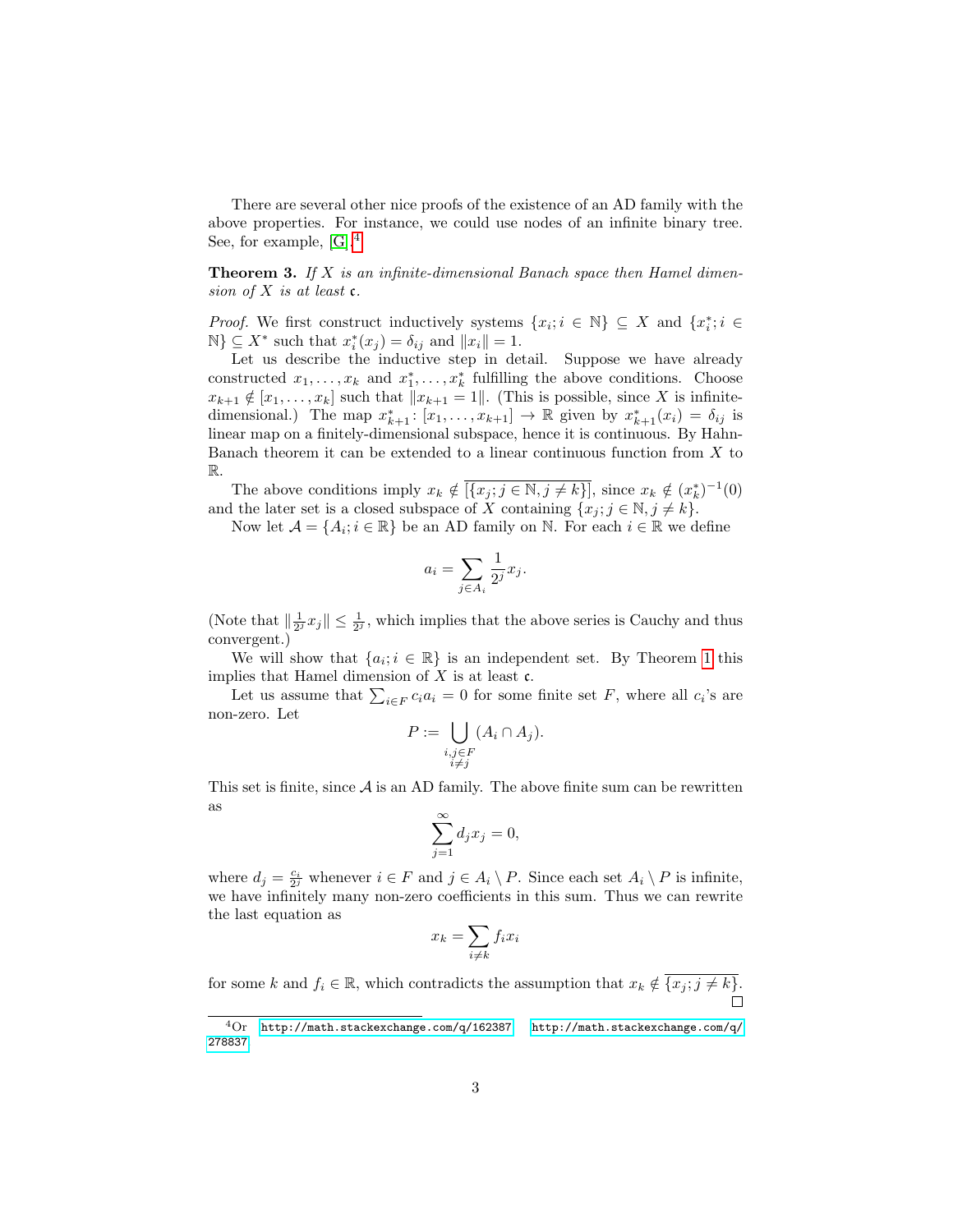There are several other nice proofs of the existence of an AD family with the above properties. For instance, we could use nodes of an infinite binary tree. See, for example, [G].[4]

**Theorem 3.** *If $X$ is an infinite-dimensional Banach space then Hamel dimension of $X$ is at least $\mathfrak{c}$.*

*Proof.* We first construct inductively systems $\{x_i; i \in \mathbb{N}\} \subseteq X$ and $\{x_i^*; i \in \mathbb{N}\} \subseteq X^*$ such that $x_i^*(x_j) = \delta_{ij}$ and $\|x_i\| = 1$.

Let us describe the inductive step in detail. Suppose we have already constructed $x_1, \dots, x_k$ and $x_1^*, \dots, x_k^*$ fulfilling the above conditions. Choose $x_{k+1} \notin [x_1, \dots, x_k]$ such that $\|x_{k+1} = 1\|$. (This is possible, since $X$ is infinite-dimensional.) The map $x_{k+1}^* \colon [x_1, \dots, x_{k+1}] \to \mathbb{R}$ given by $x_{k+1}^*(x_i) = \delta_{ij}$ is linear map on a finitely-dimensional subspace, hence it is continuous. By Hahn-Banach theorem it can be extended to a linear continuous function from $X$ to $\mathbb{R}$.

The above conditions imply $x_k \notin \overline{[\{x_j; j \in \mathbb{N}, j \neq k\}]}$, since $x_k \notin (x_k^*)^{-1}(0)$ and the later set is a closed subspace of $X$ containing $\{x_j; j \in \mathbb{N}, j \neq k\}$.

Now let $\mathcal{A} = \{A_i; i \in \mathbb{R}\}$ be an AD family on $\mathbb{N}$. For each $i \in \mathbb{R}$ we define

$$a_i = \sum_{j \in A_i} \frac{1}{2^j} x_j.$$

(Note that $\|\frac{1}{2^j} x_j\| \leq \frac{1}{2^j}$, which implies that the above series is Cauchy and thus convergent.)

We will show that $\{a_i; i \in \mathbb{R}\}$ is an independent set. By Theorem 1 this implies that Hamel dimension of $X$ is at least $\mathfrak{c}$.

Let us assume that $\sum_{i \in F} c_i a_i = 0$ for some finite set $F$, where all $c_i$'s are non-zero. Let

$$P := \bigcup_{\substack{i,j \in F \\ i \neq j}} (A_i \cap A_j).$$

This set is finite, since $\mathcal{A}$ is an AD family. The above finite sum can be rewritten as

$$\sum_{j=1}^{\infty} d_j x_j = 0,$$

where $d_j = \frac{c_i}{2^j}$ whenever $i \in F$ and $j \in A_i \setminus P$. Since each set $A_i \setminus P$ is infinite, we have infinitely many non-zero coefficients in this sum. Thus we can rewrite the last equation as

$$x_k = \sum_{i \neq k} f_i x_i$$

for some $k$ and $f_i \in \mathbb{R}$, which contradicts the assumption that $x_k \notin \overline{\{x_j; j \neq k\}}$. $\square$

[4] Or http://math.stackexchange.com/q/162387 http://math.stackexchange.com/q/278837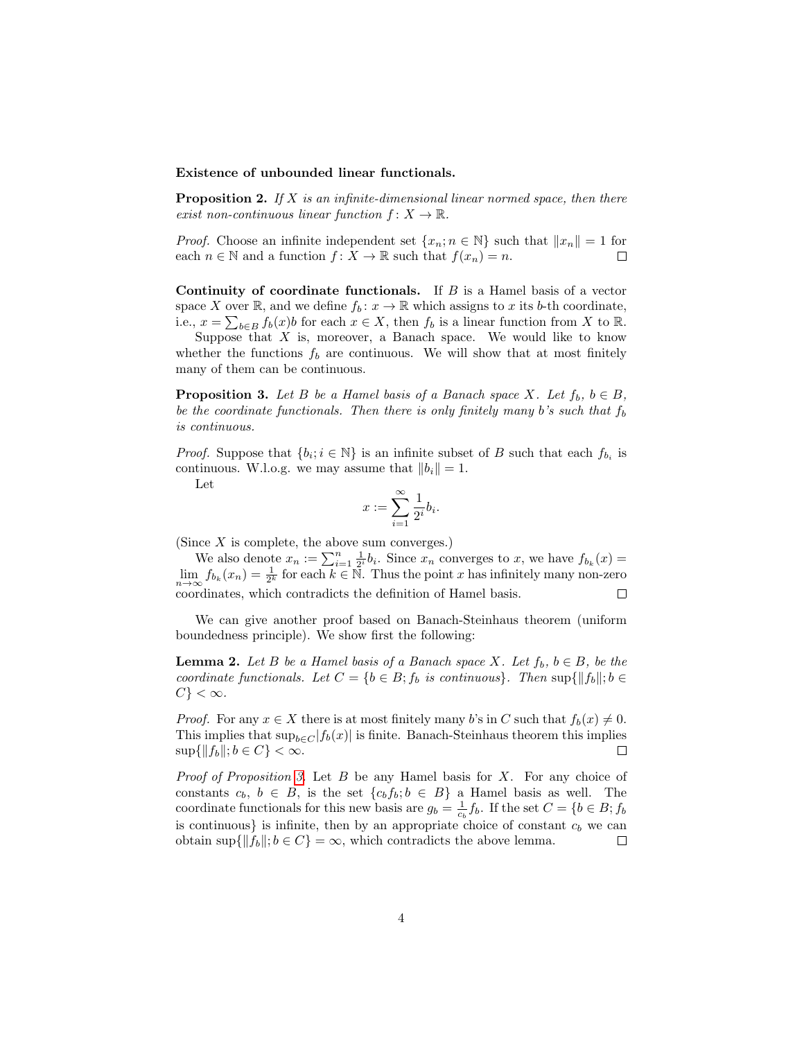**Existence of unbounded linear functionals.**

**Proposition 2.** *If $X$ is an infinite-dimensional linear normed space, then there exist non-continuous linear function $f: X \to \mathbb{R}$.*

*Proof.* Choose an infinite independent set $\{x_n; n \in \mathbb{N}\}$ such that $\|x_n\| = 1$ for each $n \in \mathbb{N}$ and a function $f: X \to \mathbb{R}$ such that $f(x_n) = n$. □

**Continuity of coordinate functionals.** If $B$ is a Hamel basis of a vector space $X$ over $\mathbb{R}$, and we define $f_b: x \to \mathbb{R}$ which assigns to $x$ its $b$-th coordinate, i.e., $x = \sum_{b\in B} f_b(x)b$ for each $x \in X$, then $f_b$ is a linear function from $X$ to $\mathbb{R}$.

Suppose that $X$ is, moreover, a Banach space. We would like to know whether the functions $f_b$ are continuous. We will show that at most finitely many of them can be continuous.

**Proposition 3.** *Let $B$ be a Hamel basis of a Banach space $X$. Let $f_b$, $b \in B$, be the coordinate functionals. Then there is only finitely many $b$'s such that $f_b$ is continuous.*

*Proof.* Suppose that $\{b_i; i \in \mathbb{N}\}$ is an infinite subset of $B$ such that each $f_{b_i}$ is continuous. W.l.o.g. we may assume that $\|b_i\| = 1$.

Let

$$x := \sum_{i=1}^{\infty} \frac{1}{2^i} b_i.$$

(Since $X$ is complete, the above sum converges.)

We also denote $x_n := \sum_{i=1}^{n} \frac{1}{2^i} b_i$. Since $x_n$ converges to $x$, we have $f_{b_k}(x) = \lim_{n\to\infty} f_{b_k}(x_n) = \frac{1}{2^k}$ for each $k \in \mathbb{N}$. Thus the point $x$ has infinitely many non-zero coordinates, which contradicts the definition of Hamel basis. □

We can give another proof based on Banach-Steinhaus theorem (uniform boundedness principle). We show first the following:

**Lemma 2.** *Let $B$ be a Hamel basis of a Banach space $X$. Let $f_b$, $b \in B$, be the coordinate functionals. Let $C = \{b \in B; f_b \text{ is continuous}\}$. Then $\sup\{\|f_b\|; b \in C\} < \infty$.*

*Proof.* For any $x \in X$ there is at most finitely many $b$'s in $C$ such that $f_b(x) \neq 0$. This implies that $\sup_{b\in C}|f_b(x)|$ is finite. Banach-Steinhaus theorem this implies $\sup\{\|f_b\|; b \in C\} < \infty$. □

*Proof of Proposition 3.* Let $B$ be any Hamel basis for $X$. For any choice of constants $c_b$, $b \in B$, is the set $\{c_b f_b; b \in B\}$ a Hamel basis as well. The coordinate functionals for this new basis are $g_b = \frac{1}{c_b} f_b$. If the set $C = \{b \in B; f_b$ is continuous$\}$ is infinite, then by an appropriate choice of constant $c_b$ we can obtain $\sup\{\|f_b\|; b \in C\} = \infty$, which contradicts the above lemma. □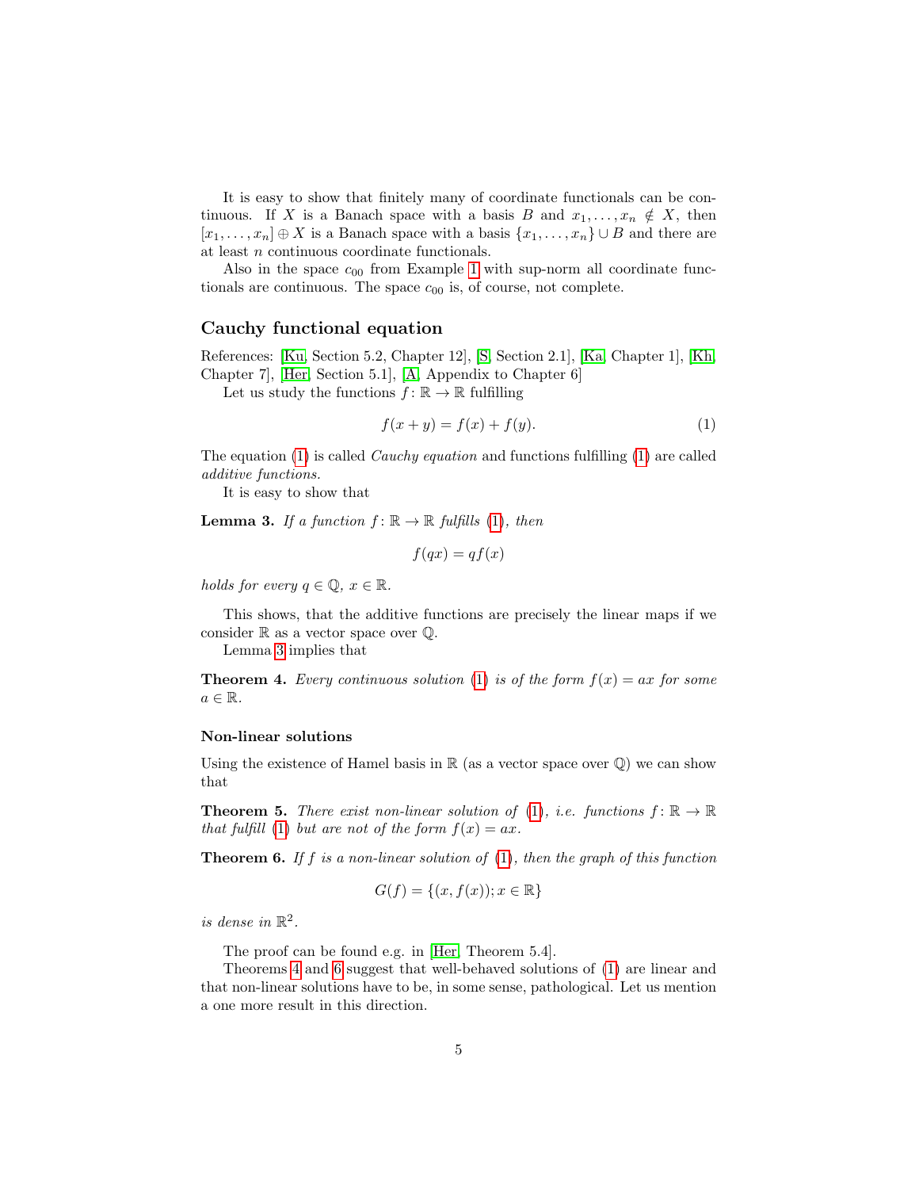It is easy to show that finitely many of coordinate functionals can be continuous. If $X$ is a Banach space with a basis $B$ and $x_1, \dots, x_n \notin X$, then $[x_1, \dots, x_n] \oplus X$ is a Banach space with a basis $\{x_1, \dots, x_n\} \cup B$ and there are at least $n$ continuous coordinate functionals.

Also in the space $c_{00}$ from Example 1 with sup-norm all coordinate functionals are continuous. The space $c_{00}$ is, of course, not complete.

## Cauchy functional equation

References: [Ku, Section 5.2, Chapter 12], [S, Section 2.1], [Ka, Chapter 1], [Kh, Chapter 7], [Her, Section 5.1], [A, Appendix to Chapter 6]

Let us study the functions $f\colon \mathbb{R} \to \mathbb{R}$ fulfilling

$$f(x+y) = f(x) + f(y). \tag{1}$$

The equation (1) is called *Cauchy equation* and functions fulfilling (1) are called *additive functions*.

It is easy to show that

**Lemma 3.** *If a function $f\colon \mathbb{R} \to \mathbb{R}$ fulfills (1), then*

$$f(qx) = qf(x)$$

*holds for every $q \in \mathbb{Q}$, $x \in \mathbb{R}$.*

This shows, that the additive functions are precisely the linear maps if we consider $\mathbb{R}$ as a vector space over $\mathbb{Q}$.

Lemma 3 implies that

**Theorem 4.** *Every continuous solution (1) is of the form $f(x) = ax$ for some $a \in \mathbb{R}$.*

### Non-linear solutions

Using the existence of Hamel basis in $\mathbb{R}$ (as a vector space over $\mathbb{Q}$) we can show that

**Theorem 5.** *There exist non-linear solution of (1), i.e. functions $f\colon \mathbb{R} \to \mathbb{R}$ that fulfill (1) but are not of the form $f(x) = ax$.*

**Theorem 6.** *If $f$ is a non-linear solution of (1), then the graph of this function*

$$G(f) = \{(x, f(x)); x \in \mathbb{R}\}$$

*is dense in $\mathbb{R}^2$.*

The proof can be found e.g. in [Her, Theorem 5.4].

Theorems 4 and 6 suggest that well-behaved solutions of (1) are linear and that non-linear solutions have to be, in some sense, pathological. Let us mention a one more result in this direction.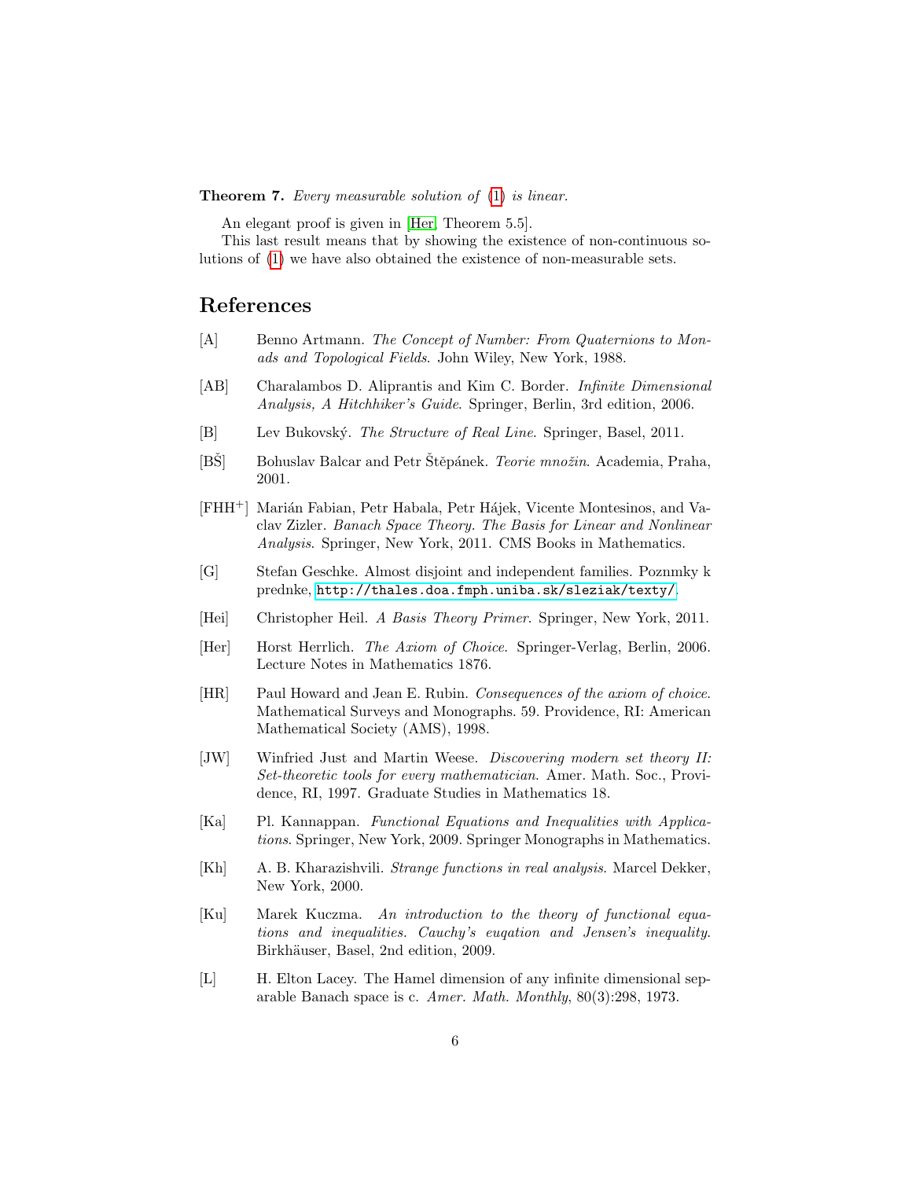**Theorem 7.** *Every measurable solution of (1) is linear.*

An elegant proof is given in [Her, Theorem 5.5].

This last result means that by showing the existence of non-continuous solutions of (1) we have also obtained the existence of non-measurable sets.

## References

[A] Benno Artmann. *The Concept of Number: From Quaternions to Monads and Topological Fields*. John Wiley, New York, 1988.

[AB] Charalambos D. Aliprantis and Kim C. Border. *Infinite Dimensional Analysis, A Hitchhiker's Guide*. Springer, Berlin, 3rd edition, 2006.

[B] Lev Bukovský. *The Structure of Real Line*. Springer, Basel, 2011.

[BŠ] Bohuslav Balcar and Petr Štěpánek. *Teorie množin*. Academia, Praha, 2001.

[FHH+] Marián Fabian, Petr Habala, Petr Hájek, Vicente Montesinos, and Vaclav Zizler. *Banach Space Theory. The Basis for Linear and Nonlinear Analysis*. Springer, New York, 2011. CMS Books in Mathematics.

[G] Stefan Geschke. Almost disjoint and independent families. Poznmky k prednke, http://thales.doa.fmph.uniba.sk/sleziak/texty/.

[Hei] Christopher Heil. *A Basis Theory Primer*. Springer, New York, 2011.

[Her] Horst Herrlich. *The Axiom of Choice*. Springer-Verlag, Berlin, 2006. Lecture Notes in Mathematics 1876.

[HR] Paul Howard and Jean E. Rubin. *Consequences of the axiom of choice*. Mathematical Surveys and Monographs. 59. Providence, RI: American Mathematical Society (AMS), 1998.

[JW] Winfried Just and Martin Weese. *Discovering modern set theory II: Set-theoretic tools for every mathematician*. Amer. Math. Soc., Providence, RI, 1997. Graduate Studies in Mathematics 18.

[Ka] Pl. Kannappan. *Functional Equations and Inequalities with Applications*. Springer, New York, 2009. Springer Monographs in Mathematics.

[Kh] A. B. Kharazishvili. *Strange functions in real analysis*. Marcel Dekker, New York, 2000.

[Ku] Marek Kuczma. *An introduction to the theory of functional equations and inequalities. Cauchy's euqation and Jensen's inequality*. Birkhäuser, Basel, 2nd edition, 2009.

[L] H. Elton Lacey. The Hamel dimension of any infinite dimensional separable Banach space is c. *Amer. Math. Monthly*, 80(3):298, 1973.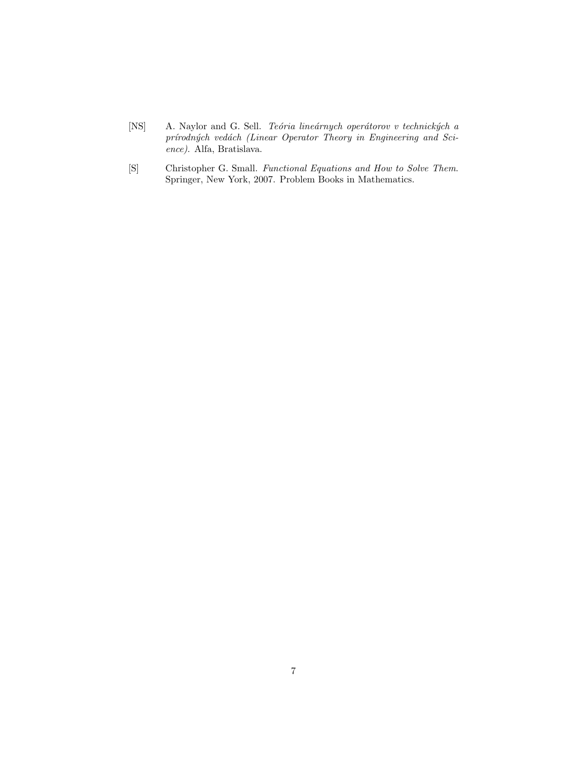[NS] A. Naylor and G. Sell. *Teória lineárnych operátorov v technických a prírodných vedách (Linear Operator Theory in Engineering and Science).* Alfa, Bratislava.

[S] Christopher G. Small. *Functional Equations and How to Solve Them.* Springer, New York, 2007. Problem Books in Mathematics.